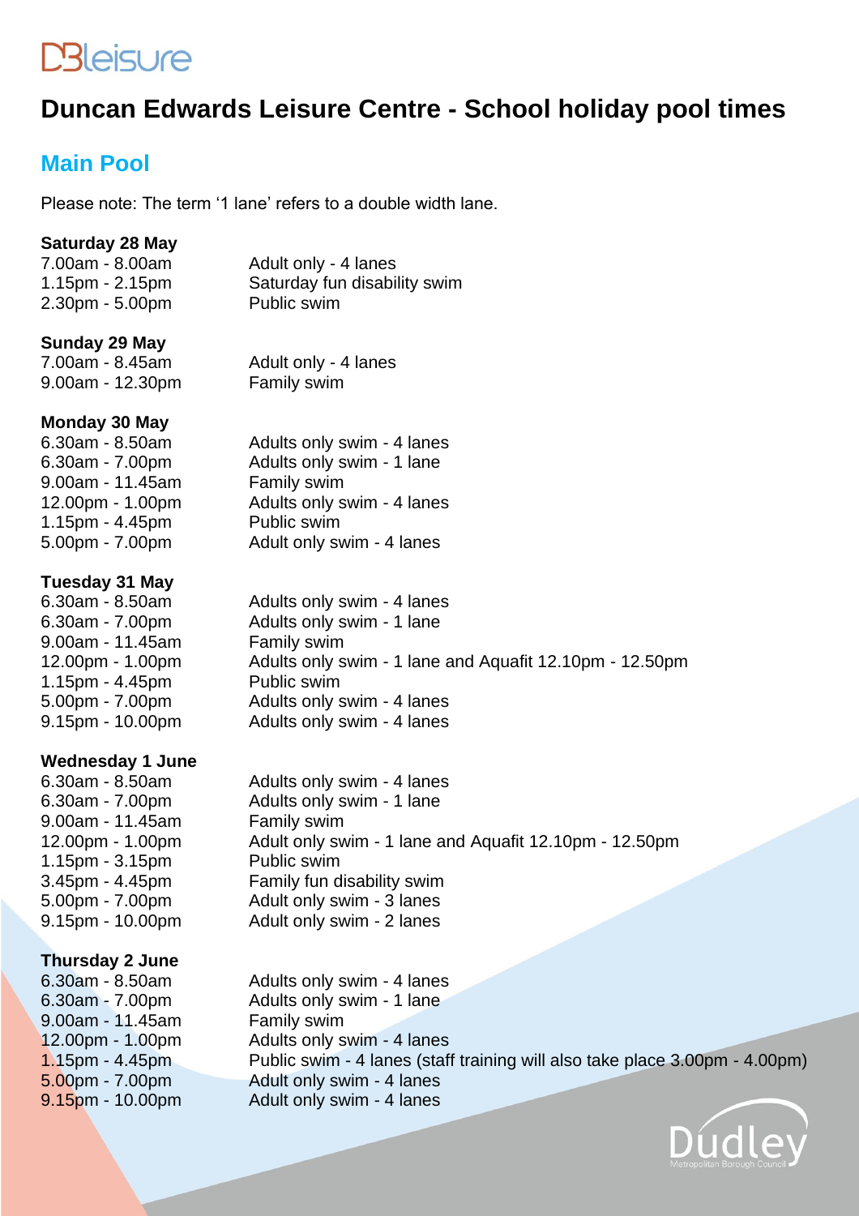DBleisure

# Duncan Edwards Leisure Centre - School holiday pool times

## Main Pool

Please note: The term '1 lane' refers to a double width lane.

**Saturday 28 May**

| | |
|---|---|
| 7.00am - 8.00am | Adult only - 4 lanes |
| 1.15pm - 2.15pm | Saturday fun disability swim |
| 2.30pm - 5.00pm | Public swim |

**Sunday 29 May**

| | |
|---|---|
| 7.00am - 8.45am | Adult only - 4 lanes |
| 9.00am - 12.30pm | Family swim |

**Monday 30 May**

| | |
|---|---|
| 6.30am - 8.50am | Adults only swim - 4 lanes |
| 6.30am - 7.00pm | Adults only swim - 1 lane |
| 9.00am - 11.45am | Family swim |
| 12.00pm - 1.00pm | Adults only swim - 4 lanes |
| 1.15pm - 4.45pm | Public swim |
| 5.00pm - 7.00pm | Adult only swim - 4 lanes |

**Tuesday 31 May**

| | |
|---|---|
| 6.30am - 8.50am | Adults only swim - 4 lanes |
| 6.30am - 7.00pm | Adults only swim - 1 lane |
| 9.00am - 11.45am | Family swim |
| 12.00pm - 1.00pm | Adults only swim - 1 lane and Aquafit 12.10pm - 12.50pm |
| 1.15pm - 4.45pm | Public swim |
| 5.00pm - 7.00pm | Adults only swim - 4 lanes |
| 9.15pm - 10.00pm | Adults only swim - 4 lanes |

**Wednesday 1 June**

| | |
|---|---|
| 6.30am - 8.50am | Adults only swim - 4 lanes |
| 6.30am - 7.00pm | Adults only swim - 1 lane |
| 9.00am - 11.45am | Family swim |
| 12.00pm - 1.00pm | Adult only swim - 1 lane and Aquafit 12.10pm - 12.50pm |
| 1.15pm - 3.15pm | Public swim |
| 3.45pm - 4.45pm | Family fun disability swim |
| 5.00pm - 7.00pm | Adult only swim - 3 lanes |
| 9.15pm - 10.00pm | Adult only swim - 2 lanes |

**Thursday 2 June**

| | |
|---|---|
| 6.30am - 8.50am | Adults only swim - 4 lanes |
| 6.30am - 7.00pm | Adults only swim - 1 lane |
| 9.00am - 11.45am | Family swim |
| 12.00pm - 1.00pm | Adults only swim - 4 lanes |
| 1.15pm - 4.45pm | Public swim - 4 lanes (staff training will also take place 3.00pm - 4.00pm) |
| 5.00pm - 7.00pm | Adult only swim - 4 lanes |
| 9.15pm - 10.00pm | Adult only swim - 4 lanes |

Dudley Metropolitan Borough Council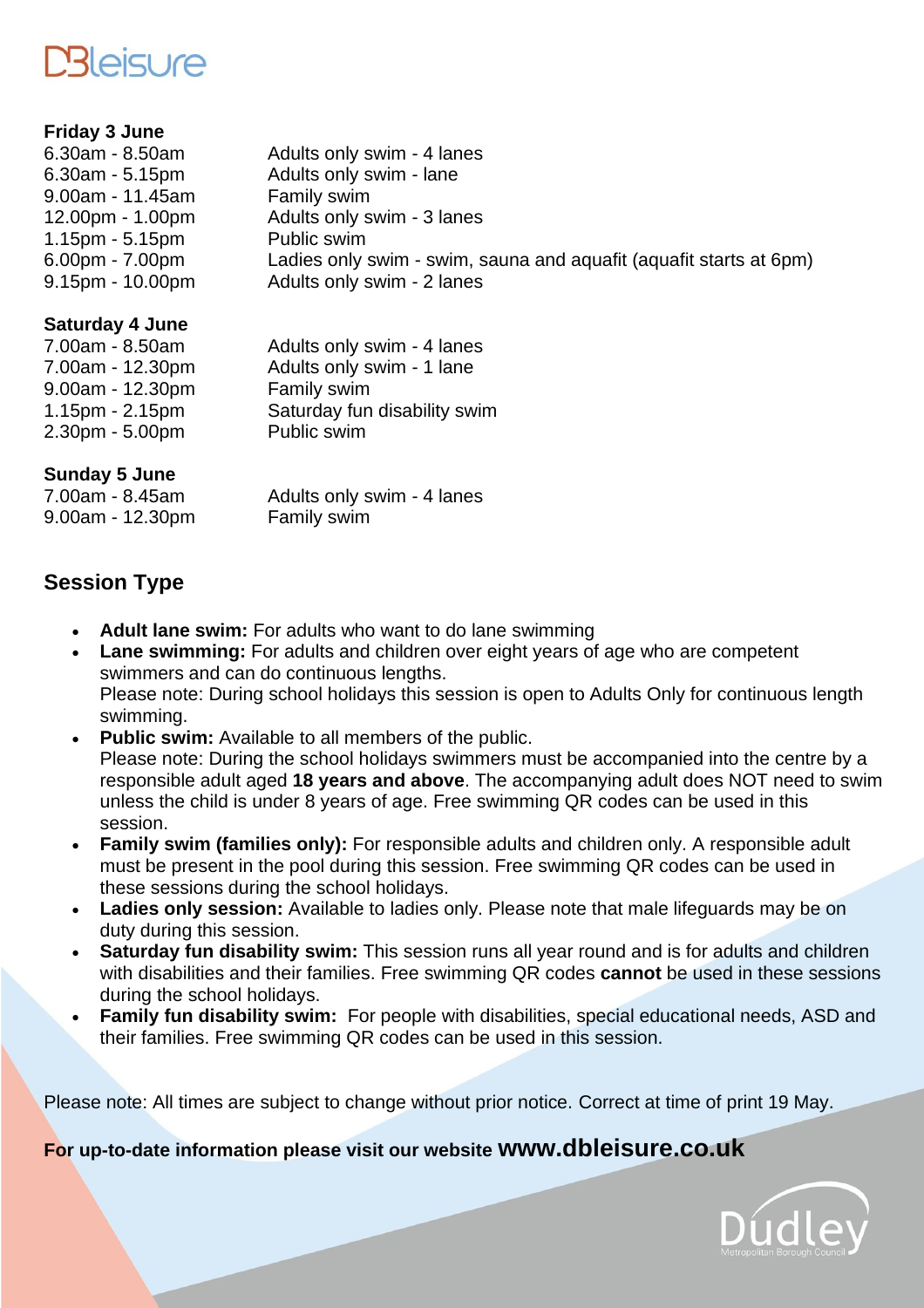DBleisure

**Friday 3 June**

| | |
|---|---|
| 6.30am - 8.50am | Adults only swim - 4 lanes |
| 6.30am - 5.15pm | Adults only swim - lane |
| 9.00am - 11.45am | Family swim |
| 12.00pm - 1.00pm | Adults only swim - 3 lanes |
| 1.15pm - 5.15pm | Public swim |
| 6.00pm - 7.00pm | Ladies only swim - swim, sauna and aquafit (aquafit starts at 6pm) |
| 9.15pm - 10.00pm | Adults only swim - 2 lanes |

**Saturday 4 June**

| | |
|---|---|
| 7.00am - 8.50am | Adults only swim - 4 lanes |
| 7.00am - 12.30pm | Adults only swim - 1 lane |
| 9.00am - 12.30pm | Family swim |
| 1.15pm - 2.15pm | Saturday fun disability swim |
| 2.30pm - 5.00pm | Public swim |

**Sunday 5 June**

| | |
|---|---|
| 7.00am - 8.45am | Adults only swim - 4 lanes |
| 9.00am - 12.30pm | Family swim |

## Session Type

- **Adult lane swim:** For adults who want to do lane swimming
- **Lane swimming:** For adults and children over eight years of age who are competent swimmers and can do continuous lengths.
  Please note: During school holidays this session is open to Adults Only for continuous length swimming.
- **Public swim:** Available to all members of the public.
  Please note: During the school holidays swimmers must be accompanied into the centre by a responsible adult aged **18 years and above**. The accompanying adult does NOT need to swim unless the child is under 8 years of age. Free swimming QR codes can be used in this session.
- **Family swim (families only):** For responsible adults and children only. A responsible adult must be present in the pool during this session. Free swimming QR codes can be used in these sessions during the school holidays.
- **Ladies only session:** Available to ladies only. Please note that male lifeguards may be on duty during this session.
- **Saturday fun disability swim:** This session runs all year round and is for adults and children with disabilities and their families. Free swimming QR codes **cannot** be used in these sessions during the school holidays.
- **Family fun disability swim:** For people with disabilities, special educational needs, ASD and their families. Free swimming QR codes can be used in this session.

Please note: All times are subject to change without prior notice. Correct at time of print 19 May.

**For up-to-date information please visit our website www.dbleisure.co.uk**

Dudley Metropolitan Borough Council